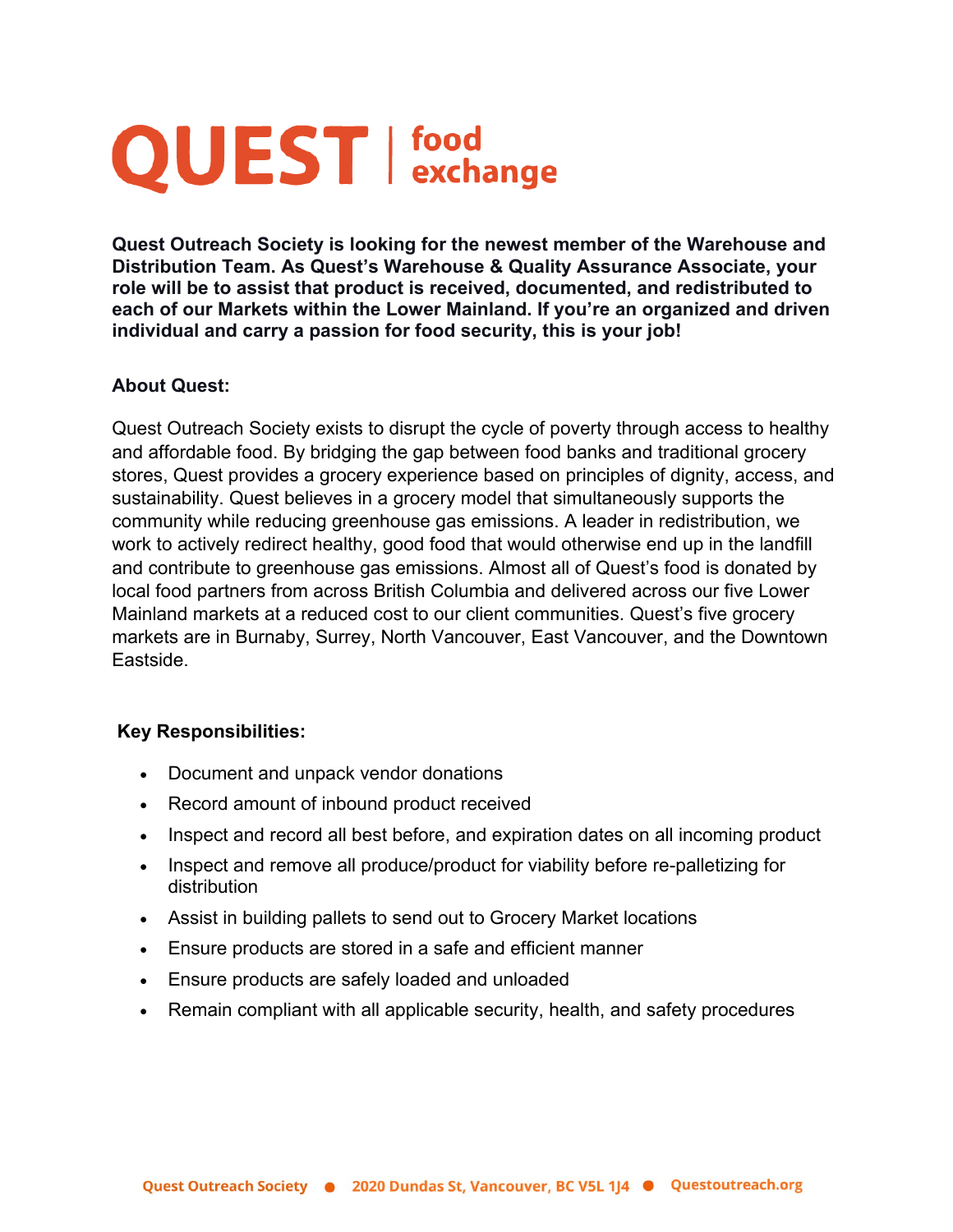# QUEST | food exchange

**Quest Outreach Society is looking for the newest member of the Warehouse and Distribution Team. As Quest's Warehouse & Quality Assurance Associate, your role will be to assist that product is received, documented, and redistributed to each of our Markets within the Lower Mainland. If you're an organized and driven individual and carry a passion for food security, this is your job!**

**About Quest:**

Quest Outreach Society exists to disrupt the cycle of poverty through access to healthy and affordable food. By bridging the gap between food banks and traditional grocery stores, Quest provides a grocery experience based on principles of dignity, access, and sustainability. Quest believes in a grocery model that simultaneously supports the community while reducing greenhouse gas emissions. A leader in redistribution, we work to actively redirect healthy, good food that would otherwise end up in the landfill and contribute to greenhouse gas emissions. Almost all of Quest's food is donated by local food partners from across British Columbia and delivered across our five Lower Mainland markets at a reduced cost to our client communities. Quest's five grocery markets are in Burnaby, Surrey, North Vancouver, East Vancouver, and the Downtown Eastside.

**Key Responsibilities:**

- Document and unpack vendor donations
- Record amount of inbound product received
- Inspect and record all best before, and expiration dates on all incoming product
- Inspect and remove all produce/product for viability before re-palletizing for distribution
- Assist in building pallets to send out to Grocery Market locations
- Ensure products are stored in a safe and efficient manner
- Ensure products are safely loaded and unloaded
- Remain compliant with all applicable security, health, and safety procedures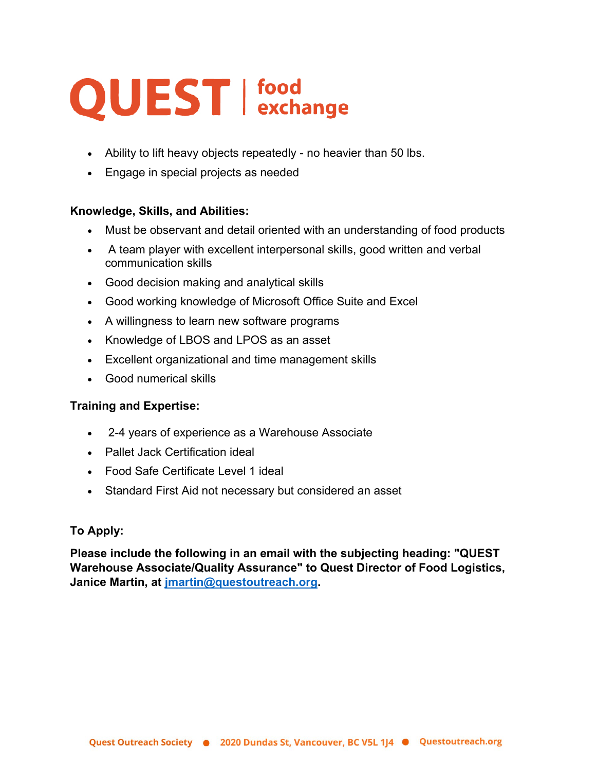- Ability to lift heavy objects repeatedly - no heavier than 50 lbs.
- Engage in special projects as needed

**Knowledge, Skills, and Abilities:**

- Must be observant and detail oriented with an understanding of food products
- A team player with excellent interpersonal skills, good written and verbal communication skills
- Good decision making and analytical skills
- Good working knowledge of Microsoft Office Suite and Excel
- A willingness to learn new software programs
- Knowledge of LBOS and LPOS as an asset
- Excellent organizational and time management skills
- Good numerical skills

**Training and Expertise:**

- 2-4 years of experience as a Warehouse Associate
- Pallet Jack Certification ideal
- Food Safe Certificate Level 1 ideal
- Standard First Aid not necessary but considered an asset

**To Apply:**

**Please include the following in an email with the subjecting heading: "QUEST Warehouse Associate/Quality Assurance" to Quest Director of Food Logistics, Janice Martin, at [jmartin@questoutreach.org](mailto:jmartin@questoutreach.org).**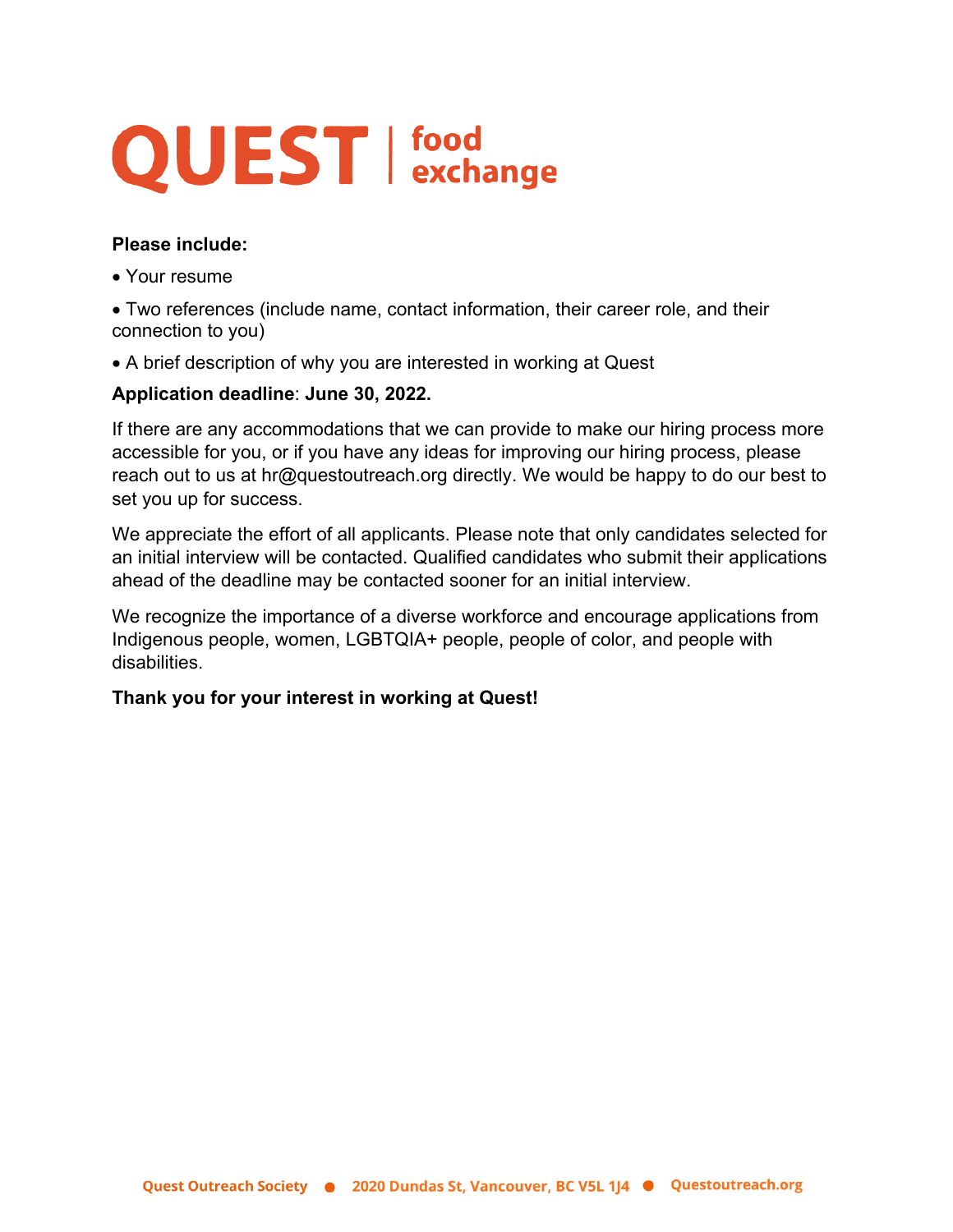# QUEST | food exchange

**Please include:**

- Your resume
- Two references (include name, contact information, their career role, and their connection to you)
- A brief description of why you are interested in working at Quest

**Application deadline**: **June 30, 2022.**

If there are any accommodations that we can provide to make our hiring process more accessible for you, or if you have any ideas for improving our hiring process, please reach out to us at hr@questoutreach.org directly. We would be happy to do our best to set you up for success.

We appreciate the effort of all applicants. Please note that only candidates selected for an initial interview will be contacted. Qualified candidates who submit their applications ahead of the deadline may be contacted sooner for an initial interview.

We recognize the importance of a diverse workforce and encourage applications from Indigenous people, women, LGBTQIA+ people, people of color, and people with disabilities.

**Thank you for your interest in working at Quest!**

Quest Outreach Society ● 2020 Dundas St, Vancouver, BC V5L 1J4 ● Questoutreach.org